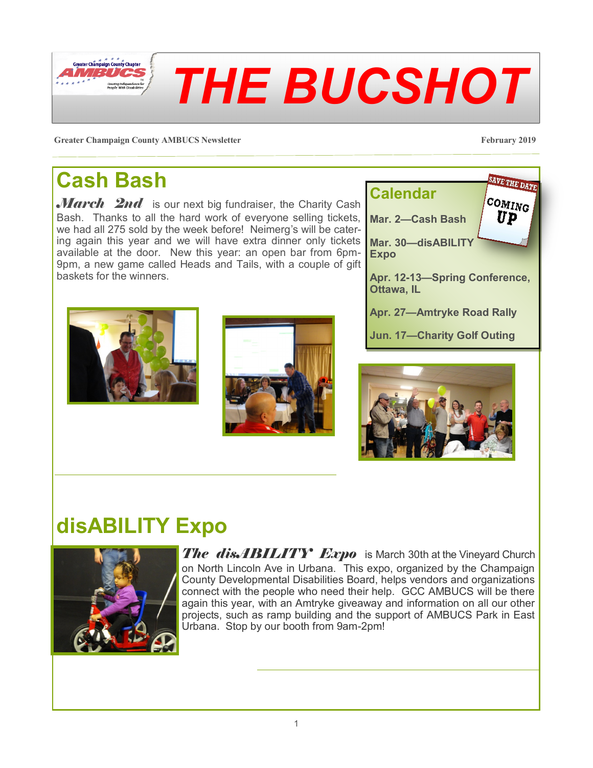# THE BUCSHOT

**Greater Champaign County AMBUCS Newsletter** — **February 2019**

## Cash Bash

***March 2nd*** is our next big fundraiser, the Charity Cash Bash. Thanks to all the hard work of everyone selling tickets, we had all 275 sold by the week before! Neimerg's will be catering again this year and we will have extra dinner only tickets available at the door. New this year: an open bar from 6pm-9pm, a new game called Heads and Tails, with a couple of gift baskets for the winners.

## Calendar

SAVE THE DATE — COMING UP

**Mar. 2—Cash Bash**

**Mar. 30—disABILITY Expo**

**Apr. 12-13—Spring Conference, Ottawa, IL**

**Apr. 27—Amtryke Road Rally**

**Jun. 17—Charity Golf Outing**

## disABILITY Expo

***The disABILITY Expo*** is March 30th at the Vineyard Church on North Lincoln Ave in Urbana. This expo, organized by the Champaign County Developmental Disabilities Board, helps vendors and organizations connect with the people who need their help. GCC AMBUCS will be there again this year, with an Amtryke giveaway and information on all our other projects, such as ramp building and the support of AMBUCS Park in East Urbana. Stop by our booth from 9am-2pm!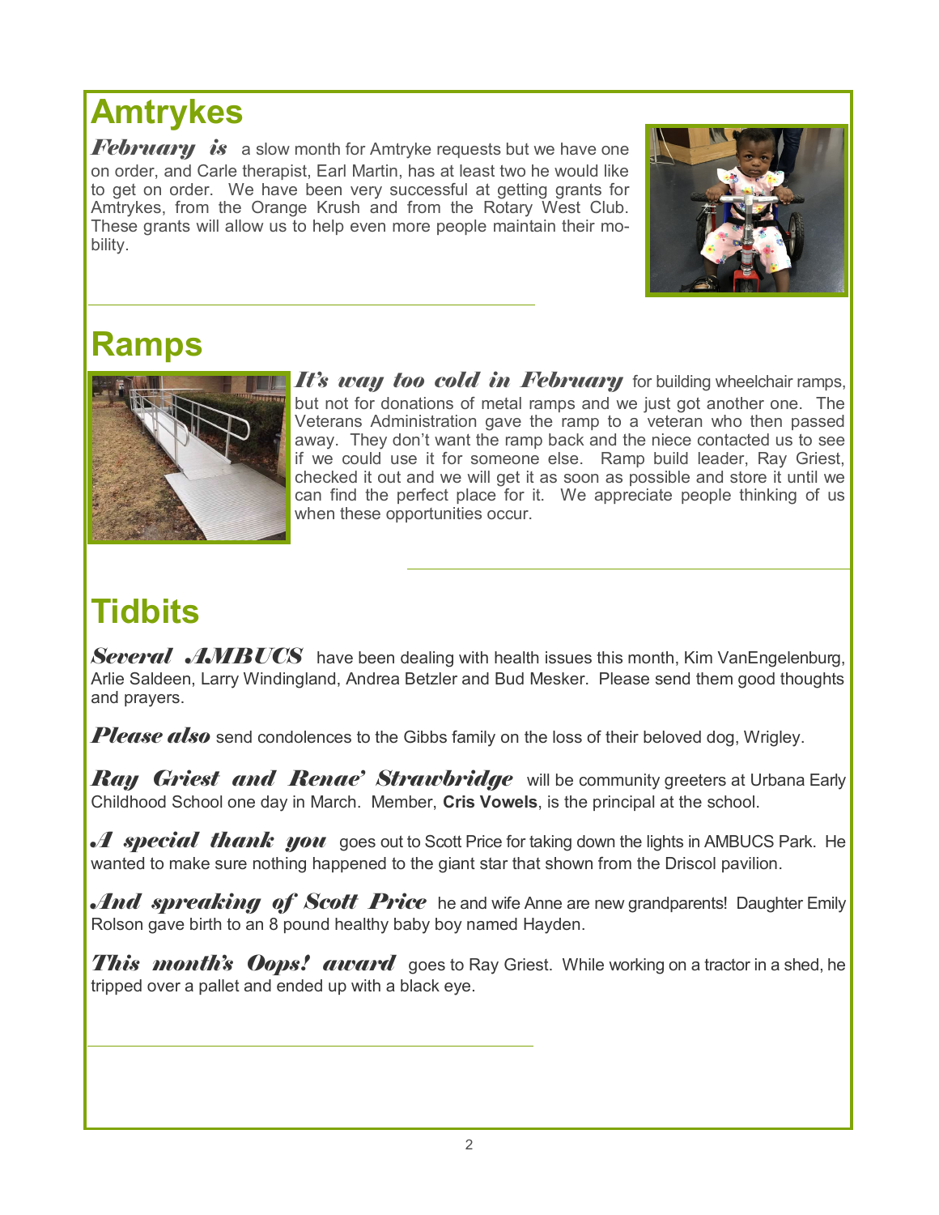# Amtrykes

***February is*** a slow month for Amtryke requests but we have one on order, and Carle therapist, Earl Martin, has at least two he would like to get on order. We have been very successful at getting grants for Amtrykes, from the Orange Krush and from the Rotary West Club. These grants will allow us to help even more people maintain their mobility.

# Ramps

***It's way too cold in February*** for building wheelchair ramps, but not for donations of metal ramps and we just got another one. The Veterans Administration gave the ramp to a veteran who then passed away. They don't want the ramp back and the niece contacted us to see if we could use it for someone else. Ramp build leader, Ray Griest, checked it out and we will get it as soon as possible and store it until we can find the perfect place for it. We appreciate people thinking of us when these opportunities occur.

# Tidbits

***Several AMBUCS*** have been dealing with health issues this month, Kim VanEngelenburg, Arlie Saldeen, Larry Windingland, Andrea Betzler and Bud Mesker. Please send them good thoughts and prayers.

***Please also*** send condolences to the Gibbs family on the loss of their beloved dog, Wrigley.

***Ray Griest and Renae' Strawbridge*** will be community greeters at Urbana Early Childhood School one day in March. Member, **Cris Vowels**, is the principal at the school.

***A special thank you*** goes out to Scott Price for taking down the lights in AMBUCS Park. He wanted to make sure nothing happened to the giant star that shown from the Driscol pavilion.

***And spreaking of Scott Price*** he and wife Anne are new grandparents! Daughter Emily Rolson gave birth to an 8 pound healthy baby boy named Hayden.

***This month's Oops! award*** goes to Ray Griest. While working on a tractor in a shed, he tripped over a pallet and ended up with a black eye.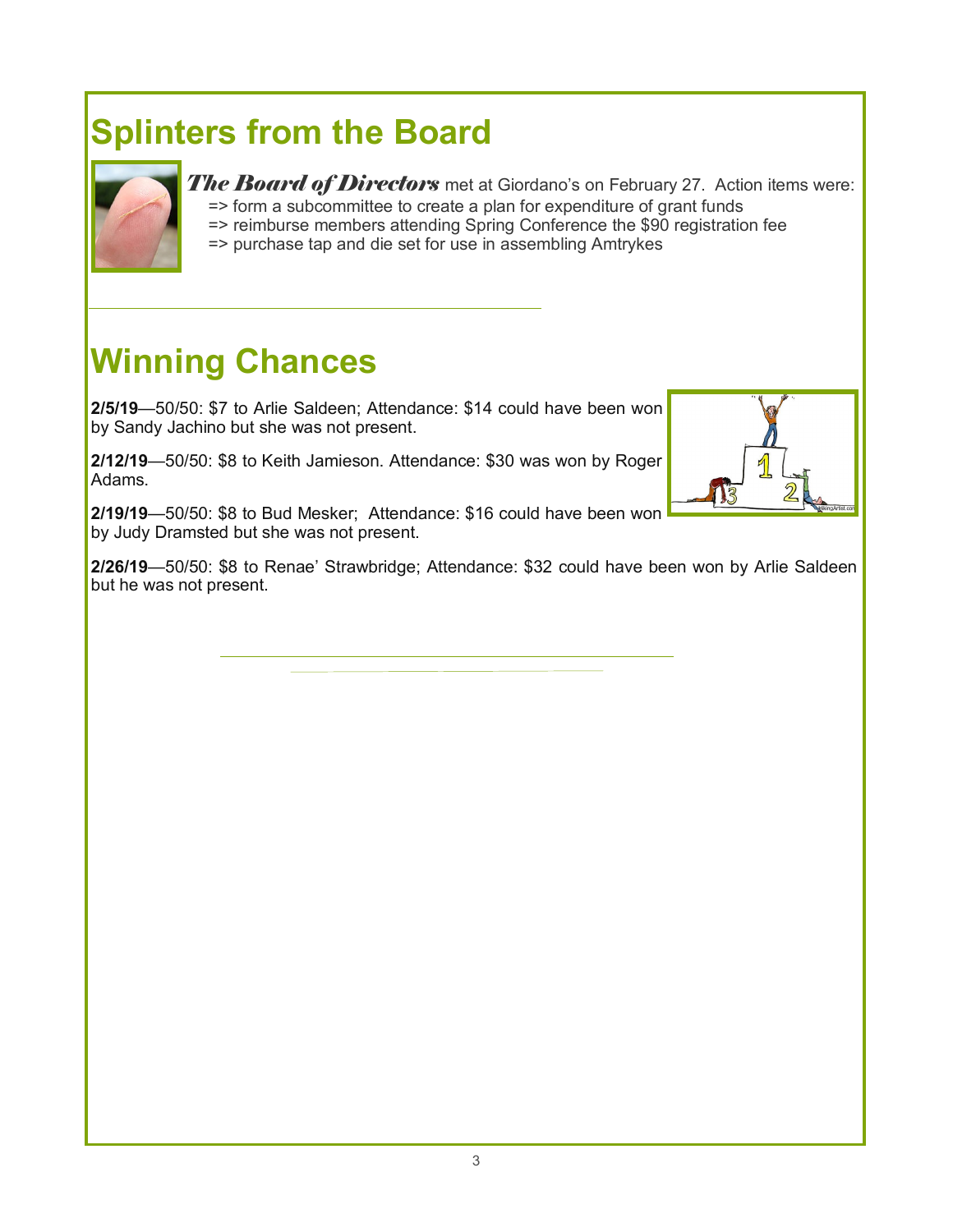# Splinters from the Board

***The Board of Directors*** met at Giordano's on February 27. Action items were:

=> form a subcommittee to create a plan for expenditure of grant funds
=> reimburse members attending Spring Conference the $90 registration fee
=> purchase tap and die set for use in assembling Amtrykes

# Winning Chances

**2/5/19**—50/50: $7 to Arlie Saldeen; Attendance: $14 could have been won by Sandy Jachino but she was not present.

**2/12/19**—50/50: $8 to Keith Jamieson. Attendance: $30 was won by Roger Adams.

**2/19/19**—50/50: $8 to Bud Mesker; Attendance: $16 could have been won by Judy Dramsted but she was not present.

**2/26/19**—50/50: $8 to Renae' Strawbridge; Attendance: $32 could have been won by Arlie Saldeen but he was not present.